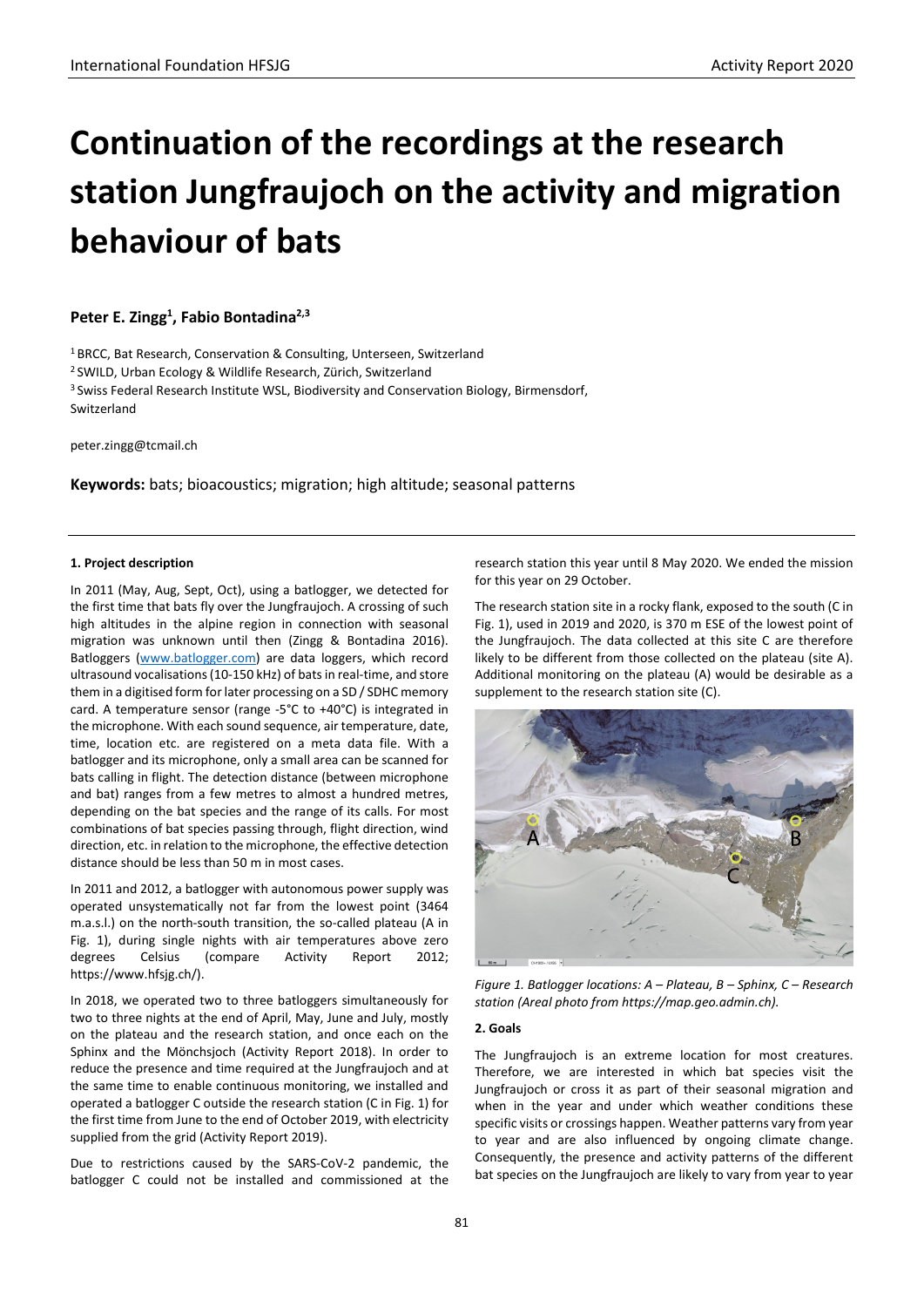# Continuation of the recordings at the research station Jungfraujoch on the activity and migration behaviour of bats

**Peter E. Zingg[1], Fabio Bontadina[2,3]**

[1] BRCC, Bat Research, Conservation & Consulting, Unterseen, Switzerland
[2] SWILD, Urban Ecology & Wildlife Research, Zürich, Switzerland
[3] Swiss Federal Research Institute WSL, Biodiversity and Conservation Biology, Birmensdorf, Switzerland

peter.zingg@tcmail.ch

**Keywords:** bats; bioacoustics; migration; high altitude; seasonal patterns

#### 1. Project description

In 2011 (May, Aug, Sept, Oct), using a batlogger, we detected for the first time that bats fly over the Jungfraujoch. A crossing of such high altitudes in the alpine region in connection with seasonal migration was unknown until then (Zingg & Bontadina 2016). Batloggers (www.batlogger.com) are data loggers, which record ultrasound vocalisations (10-150 kHz) of bats in real-time, and store them in a digitised form for later processing on a SD / SDHC memory card. A temperature sensor (range -5°C to +40°C) is integrated in the microphone. With each sound sequence, air temperature, date, time, location etc. are registered on a meta data file. With a batlogger and its microphone, only a small area can be scanned for bats calling in flight. The detection distance (between microphone and bat) ranges from a few metres to almost a hundred metres, depending on the bat species and the range of its calls. For most combinations of bat species passing through, flight direction, wind direction, etc. in relation to the microphone, the effective detection distance should be less than 50 m in most cases.

In 2011 and 2012, a batlogger with autonomous power supply was operated unsystematically not far from the lowest point (3464 m.a.s.l.) on the north-south transition, the so-called plateau (A in Fig. 1), during single nights with air temperatures above zero degrees Celsius (compare Activity Report 2012; https://www.hfsjg.ch/).

In 2018, we operated two to three batloggers simultaneously for two to three nights at the end of April, May, June and July, mostly on the plateau and the research station, and one each on the Sphinx and the Mönchsjoch (Activity Report 2018). In order to reduce the presence and time required at the Jungfraujoch and at the same time to enable continuous monitoring, we installed and operated a batlogger C outside the research station (C in Fig. 1) for the first time from June to the end of October 2019, with electricity supplied from the grid (Activity Report 2019).

Due to restrictions caused by the SARS-CoV-2 pandemic, the batlogger C could not be installed and commissioned at the research station this year until 8 May 2020. We ended the mission for this year on 29 October.

The research station site in a rocky flank, exposed to the south (C in Fig. 1), used in 2019 and 2020, is 370 m ESE of the lowest point of the Jungfraujoch. The data collected at this site C are therefore likely to be different from those collected on the plateau (site A). Additional monitoring on the plateau (A) would be desirable as a supplement to the research station site (C).

A
B
C

*Figure 1. Batlogger locations: A – Plateau, B – Sphinx, C – Research station (Areal photo from https://map.geo.admin.ch).*

#### 2. Goals

The Jungfraujoch is an extreme location for most creatures. Therefore, we are interested in which bat species visit the Jungfraujoch or cross it as part of their seasonal migration and when in the year and under which weather conditions these specific visits or crossings happen. Weather patterns vary from year to year and are also influenced by ongoing climate change. Consequently, the presence and activity patterns of the different bat species on the Jungfraujoch are likely to vary from year to year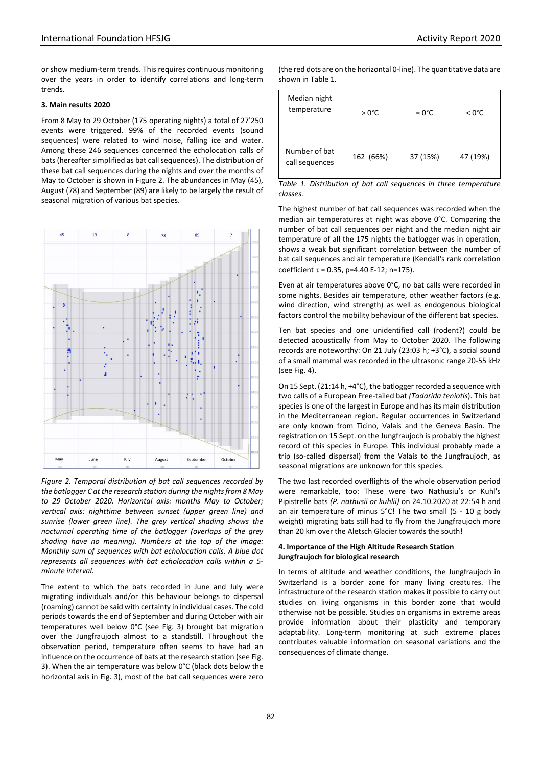or show medium-term trends. This requires continuous monitoring over the years in order to identify correlations and long-term trends.

### 3. Main results 2020

From 8 May to 29 October (175 operating nights) a total of 27'250 events were triggered. 99% of the recorded events (sound sequences) were related to wind noise, falling ice and water. Among these 246 sequences concerned the echolocation calls of bats (hereafter simplified as bat call sequences). The distribution of these bat call sequences during the nights and over the months of May to October is shown in Figure 2. The abundances in May (45), August (78) and September (89) are likely to be largely the result of seasonal migration of various bat species.

45 19 8 78 89 7

18:00
19:00
20:00
21:00
22:00
23:00
00:00
01:00
02:00
03:00
04:00
05:00
06:00
07:00
08:00

May June July August September October

05 06 07 08 09 10

*Figure 2. Temporal distribution of bat call sequences recorded by the batlogger C at the research station during the nights from 8 May to 29 October 2020. Horizontal axis: months May to October; vertical axis: nighttime between sunset (upper green line) and sunrise (lower green line). The grey vertical shading shows the nocturnal operating time of the batlogger (overlaps of the grey shading have no meaning). Numbers at the top of the image: Monthly sum of sequences with bat echolocation calls. A blue dot represents all sequences with bat echolocation calls within a 5-minute interval.*

The extent to which the bats recorded in June and July were migrating individuals and/or this behaviour belongs to dispersal (roaming) cannot be said with certainty in individual cases. The cold periods towards the end of September and during October with air temperatures well below 0°C (see Fig. 3) brought bat migration over the Jungfraujoch almost to a standstill. Throughout the observation period, temperature often seems to have had an influence on the occurrence of bats at the research station (see Fig. 3). When the air temperature was below 0°C (black dots below the horizontal axis in Fig. 3), most of the bat call sequences were zero (the red dots are on the horizontal 0-line). The quantitative data are shown in Table 1.

| Median night temperature | > 0°C | = 0°C | < 0°C |
|---|---|---|---|
| Number of bat call sequences | 162 (66%) | 37 (15%) | 47 (19%) |

*Table 1. Distribution of bat call sequences in three temperature classes.*

The highest number of bat call sequences was recorded when the median air temperatures at night was above 0°C. Comparing the number of bat call sequences per night and the median night air temperature of all the 175 nights the batlogger was in operation, shows a weak but significant correlation between the number of bat call sequences and air temperature (Kendall's rank correlation coefficient $\tau = 0.35$, p=4.40 E-12; n=175).

Even at air temperatures above 0°C, no bat calls were recorded in some nights. Besides air temperature, other weather factors (e.g. wind direction, wind strength) as well as endogenous biological factors control the mobility behaviour of the different bat species.

Ten bat species and one unidentified call (rodent?) could be detected acoustically from May to October 2020. The following records are noteworthy: On 21 July (23:03 h; +3°C), a social sound of a small mammal was recorded in the ultrasonic range 20-55 kHz (see Fig. 4).

On 15 Sept. (21:14 h, +4°C), the batlogger recorded a sequence with two calls of a European Free-tailed bat *(Tadarida teniotis)*. This bat species is one of the largest in Europe and has its main distribution in the Mediterranean region. Regular occurrences in Switzerland are only known from Ticino, Valais and the Geneva Basin. The registration on 15 Sept. on the Jungfraujoch is probably the highest record of this species in Europe. This individual probably made a trip (so-called dispersal) from the Valais to the Jungfraujoch, as seasonal migrations are unknown for this species.

The two last recorded overflights of the whole observation period were remarkable, too: These were two Nathusiu's or Kuhl's Pipistrelle bats *(P. nathusii or kuhlii)* on 24.10.2020 at 22:54 h and an air temperature of minus 5°C! The two small (5 - 10 g body weight) migrating bats still had to fly from the Jungfraujoch more than 20 km over the Aletsch Glacier towards the south!

### 4. Importance of the High Altitude Research Station Jungfraujoch for biological research

In terms of altitude and weather conditions, the Jungfraujoch in Switzerland is a border zone for many living creatures. The infrastructure of the research station makes it possible to carry out studies on living organisms in this border zone that would otherwise not be possible. Studies on organisms in extreme areas provide information about their plasticity and temporary adaptability. Long-term monitoring at such extreme places contributes valuable information on seasonal variations and the consequences of climate change.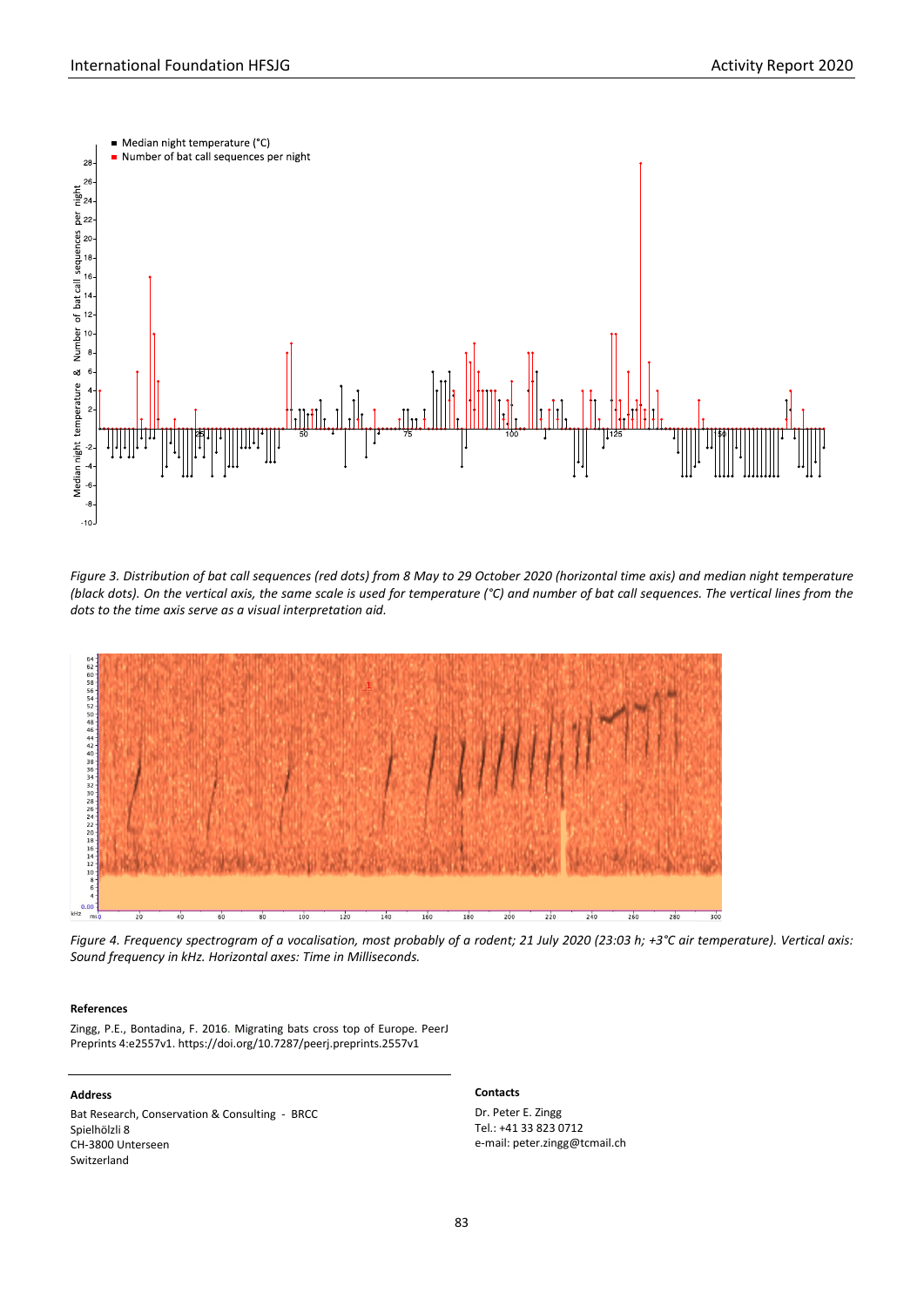■ Median night temperature (°C)
■ Number of bat call sequences per night

Median night temperature & Number of bat call sequences per night

28, 26, 24, 22, 20, 18, 16, 14, 12, 10, 8, 6, 4, 2, -2, -4, -6, -8, -10

25, 50, 75, 100, 125, 150

*Figure 3. Distribution of bat call sequences (red dots) from 8 May to 29 October 2020 (horizontal time axis) and median night temperature (black dots). On the vertical axis, the same scale is used for temperature (°C) and number of bat call sequences. The vertical lines from the dots to the time axis serve as a visual interpretation aid.*

kHz 64, 62, 60, 58, 56, 54, 52, 50, 48, 46, 44, 42, 40, 38, 36, 34, 32, 30, 28, 26, 24, 22, 20, 18, 16, 14, 12, 10, 8, 6, 4, 0.00

ms 0, 20, 40, 60, 80, 100, 120, 140, 160, 180, 200, 220, 240, 260, 280, 300

*Figure 4. Frequency spectrogram of a vocalisation, most probably of a rodent; 21 July 2020 (23:03 h; +3°C air temperature). Vertical axis: Sound frequency in kHz. Horizontal axes: Time in Milliseconds.*

**References**

Zingg, P.E., Bontadina, F. 2016. Migrating bats cross top of Europe. PeerJ Preprints 4:e2557v1. https://doi.org/10.7287/peerj.preprints.2557v1

---

**Address**

Bat Research, Conservation & Consulting - BRCC
Spielhölzli 8
CH-3800 Unterseen
Switzerland

**Contacts**

Dr. Peter E. Zingg
Tel.: +41 33 823 0712
e-mail: peter.zingg@tcmail.ch